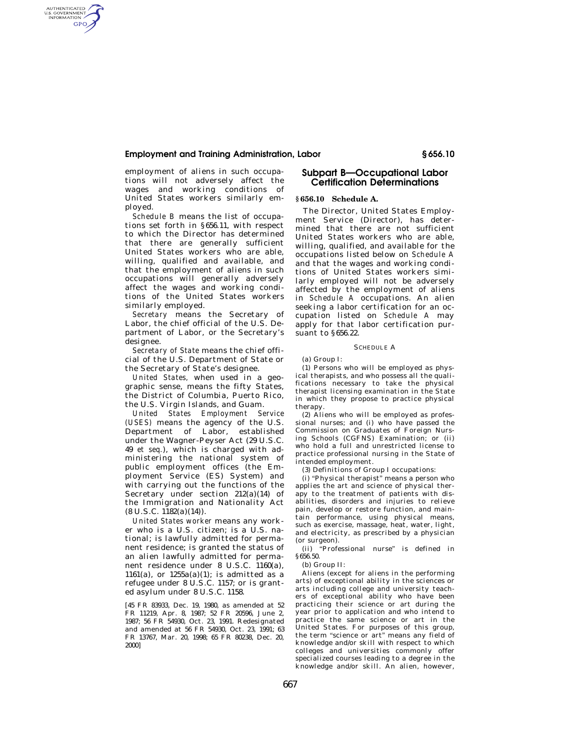employment of aliens in such occupations will not adversely affect the wages and working conditions of United States workers similarly employed.

*Schedule B* means the list of occupations set forth in §656.11, with respect to which the Director has determined that there are generally sufficient United States workers who are able, willing, qualified and available, and that the employment of aliens in such occupations will generally adversely affect the wages and working conditions of the United States workers similarly employed.

*Secretary* means the Secretary of Labor, the chief official of the U.S. Department of Labor, or the Secretary's designee.

*Secretary of State* means the chief official of the U.S. Department of State or the Secretary of State's designee.

*United States,* when used in a geographic sense, means the fifty States, the District of Columbia, Puerto Rico, the U.S. Virgin Islands, and Guam.

*United States Employment Service (USES)* means the agency of the U.S. Department of Labor, established under the Wagner-Peyser Act (29 U.S.C. 49 *et seq.*), which is charged with administering the national system of public employment offices (the Employment Service (ES) System) and with carrying out the functions of the Secretary under section 212(a)(14) of the Immigration and Nationality Act (8 U.S.C. 1182(a)(14)).

*United States worker* means any worker who is a U.S. citizen; is a U.S. national; is lawfully admitted for permanent residence; is granted the status of an alien lawfully admitted for permanent residence under 8 U.S.C. 1160(a), 1161(a), or 1255a(a)(1); is admitted as a refugee under 8 U.S.C. 1157; or is granted asylum under 8 U.S.C. 1158.

[45 FR 83933, Dec. 19, 1980, as amended at 52 FR 11219, Apr. 8, 1987; 52 FR 20596, June 2, 1987; 56 FR 54930, Oct. 23, 1991. Redesignated and amended at 56 FR 54930, Oct. 23, 1991; 63 FR 13767, Mar. 20, 1998; 65 FR 80238, Dec. 20, 2000]

## Subpart B—Occupational Labor Certification Determinations

### §656.10 Schedule A.

The Director, United States Employment Service (Director), has determined that there are not sufficient United States workers who are able, willing, qualified, and available for the occupations listed below on *Schedule A* and that the wages and working conditions of United States workers similarly employed will not be adversely affected by the employment of aliens in *Schedule A* occupations. An alien seeking a labor certification for an occupation listed on *Schedule A* may apply for that labor certification pursuant to §656.22.

SCHEDULE A

(a) Group I:

(1) Persons who will be employed as physical therapists, and who possess all the qualifications necessary to take the physical therapist licensing examination in the State in which they propose to practice physical therapy.

(2) Aliens who will be employed as professional nurses; and (i) who have passed the Commission on Graduates of Foreign Nursing Schools (CGFNS) Examination; or (ii) who hold a full and unrestricted license to practice professional nursing in the State of intended employment.

(3) Definitions of Group I occupations:

(i) "Physical therapist" means a person who applies the art and science of physical therapy to the treatment of patients with disabilities, disorders and injuries to relieve pain, develop or restore function, and maintain performance, using physical means, such as exercise, massage, heat, water, light, and electricity, as prescribed by a physician (or surgeon).

(ii) "Professional nurse" is defined in §656.50.

(b) Group II:

Aliens (except for aliens in the performing arts) of exceptional ability in the sciences or arts including college and university teachers of exceptional ability who have been practicing their science or art during the year prior to application and who intend to practice the same science or art in the United States. For purposes of this group, the term "science or art" means any field of knowledge and/or skill with respect to which colleges and universities commonly offer specialized courses leading to a degree in the knowledge and/or skill. An alien, however,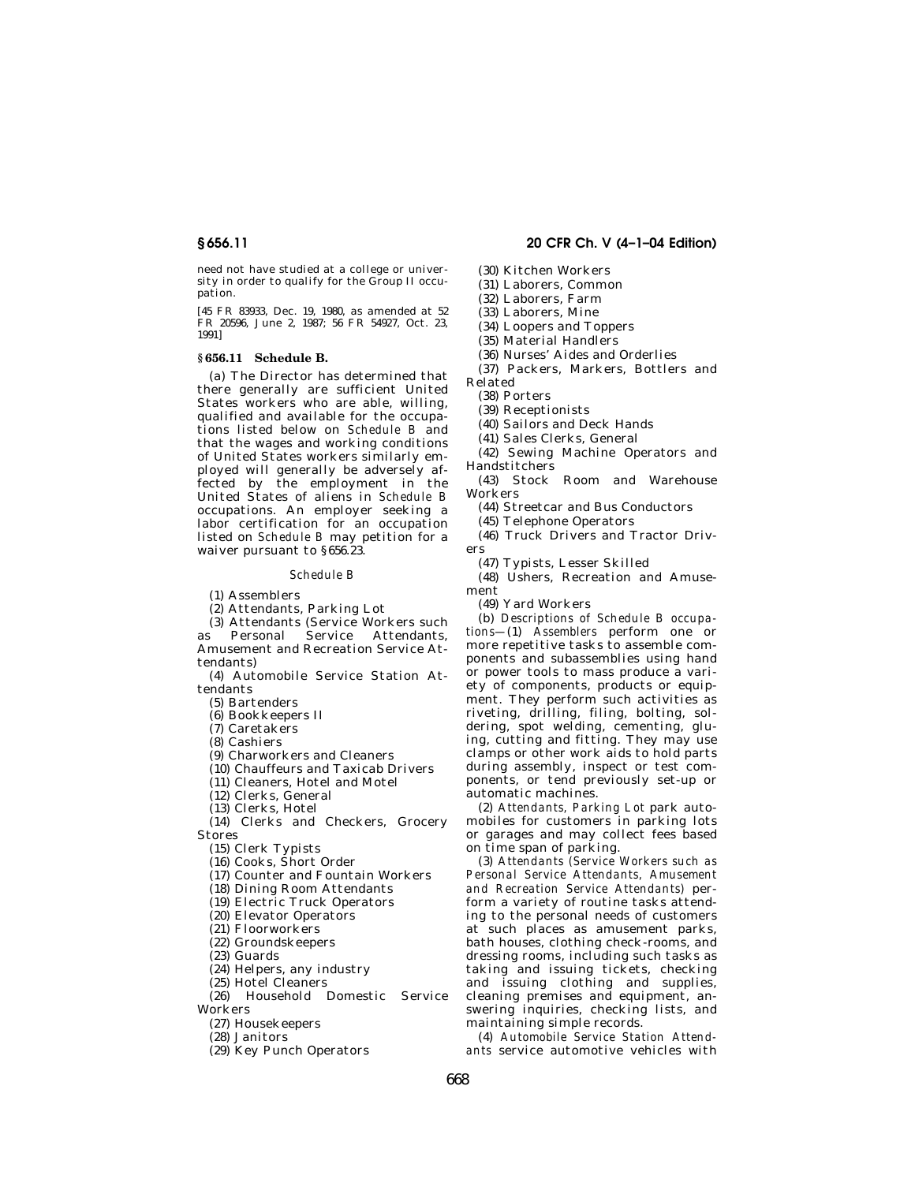need not have studied at a college or university in order to qualify for the Group II occupation.

[45 FR 83933, Dec. 19, 1980, as amended at 52 FR 20596, June 2, 1987; 56 FR 54927, Oct. 23, 1991]

## § 656.11 Schedule B.

(a) The Director has determined that there generally are sufficient United States workers who are able, willing, qualified and available for the occupations listed below on *Schedule B* and that the wages and working conditions of United States workers similarly employed will generally be adversely affected by the employment in the United States of aliens in *Schedule B* occupations. An employer seeking a labor certification for an occupation listed on *Schedule B* may petition for a waiver pursuant to §656.23.

*Schedule B*

(1) Assemblers

(2) Attendants, Parking Lot

(3) Attendants (Service Workers such as Personal Service Attendants, Amusement and Recreation Service Attendants)

(4) Automobile Service Station Attendants

(5) Bartenders

(6) Bookkeepers II

(7) Caretakers

(8) Cashiers

(9) Charworkers and Cleaners

(10) Chauffeurs and Taxicab Drivers

(11) Cleaners, Hotel and Motel

(12) Clerks, General

(13) Clerks, Hotel

(14) Clerks and Checkers, Grocery Stores

(15) Clerk Typists

(16) Cooks, Short Order

(17) Counter and Fountain Workers

(18) Dining Room Attendants

(19) Electric Truck Operators

(20) Elevator Operators

(21) Floorworkers

(22) Groundskeepers

(23) Guards

(24) Helpers, any industry

(25) Hotel Cleaners

(26) Household Domestic Service Workers

(27) Housekeepers

(28) Janitors

(29) Key Punch Operators

(30) Kitchen Workers

(31) Laborers, Common

(32) Laborers, Farm

(33) Laborers, Mine

(34) Loopers and Toppers

(35) Material Handlers

(36) Nurses' Aides and Orderlies

(37) Packers, Markers, Bottlers and Related

(38) Porters

(39) Receptionists

(40) Sailors and Deck Hands

(41) Sales Clerks, General

(42) Sewing Machine Operators and Handstitchers

(43) Stock Room and Warehouse Workers

(44) Streetcar and Bus Conductors

(45) Telephone Operators

(46) Truck Drivers and Tractor Drivers

(47) Typists, Lesser Skilled

(48) Ushers, Recreation and Amusement

(49) Yard Workers

(b) *Descriptions of Schedule B occupations*—(1) *Assemblers* perform one or more repetitive tasks to assemble components and subassemblies using hand or power tools to mass produce a variety of components, products or equipment. They perform such activities as riveting, drilling, filing, bolting, soldering, spot welding, cementing, gluing, cutting and fitting. They may use clamps or other work aids to hold parts during assembly, inspect or test components, or tend previously set-up or automatic machines.

(2) *Attendants, Parking Lot* park automobiles for customers in parking lots or garages and may collect fees based on time span of parking.

(3) *Attendants (Service Workers such as Personal Service Attendants, Amusement and Recreation Service Attendants)* perform a variety of routine tasks attending to the personal needs of customers at such places as amusement parks, bath houses, clothing check-rooms, and dressing rooms, including such tasks as taking and issuing tickets, checking and issuing clothing and supplies, cleaning premises and equipment, answering inquiries, checking lists, and maintaining simple records.

(4) *Automobile Service Station Attendants* service automotive vehicles with